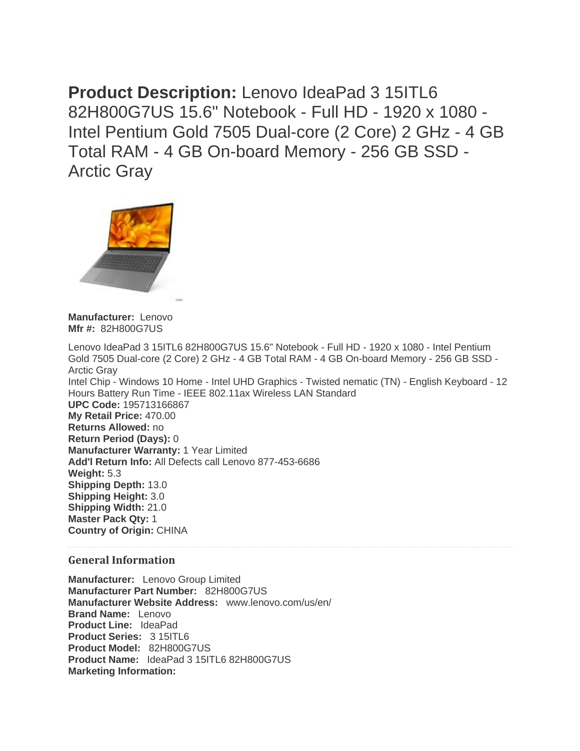**Product Description:** Lenovo IdeaPad 3 15ITL6 82H800G7US 15.6" Notebook - Full HD - 1920 x 1080 - Intel Pentium Gold 7505 Dual-core (2 Core) 2 GHz - 4 GB Total RAM - 4 GB On-board Memory - 256 GB SSD - Arctic Gray

**Manufacturer:** Lenovo
**Mfr #:** 82H800G7US

Lenovo IdeaPad 3 15ITL6 82H800G7US 15.6" Notebook - Full HD - 1920 x 1080 - Intel Pentium Gold 7505 Dual-core (2 Core) 2 GHz - 4 GB Total RAM - 4 GB On-board Memory - 256 GB SSD - Arctic Gray
Intel Chip - Windows 10 Home - Intel UHD Graphics - Twisted nematic (TN) - English Keyboard - 12 Hours Battery Run Time - IEEE 802.11ax Wireless LAN Standard
**UPC Code:** 195713166867
**My Retail Price:** 470.00
**Returns Allowed:** no
**Return Period (Days):** 0
**Manufacturer Warranty:** 1 Year Limited
**Add'l Return Info:** All Defects call Lenovo 877-453-6686
**Weight:** 5.3
**Shipping Depth:** 13.0
**Shipping Height:** 3.0
**Shipping Width:** 21.0
**Master Pack Qty:** 1
**Country of Origin:** CHINA

## General Information

**Manufacturer:** Lenovo Group Limited
**Manufacturer Part Number:** 82H800G7US
**Manufacturer Website Address:** www.lenovo.com/us/en/
**Brand Name:** Lenovo
**Product Line:** IdeaPad
**Product Series:** 3 15ITL6
**Product Model:** 82H800G7US
**Product Name:** IdeaPad 3 15ITL6 82H800G7US
**Marketing Information:**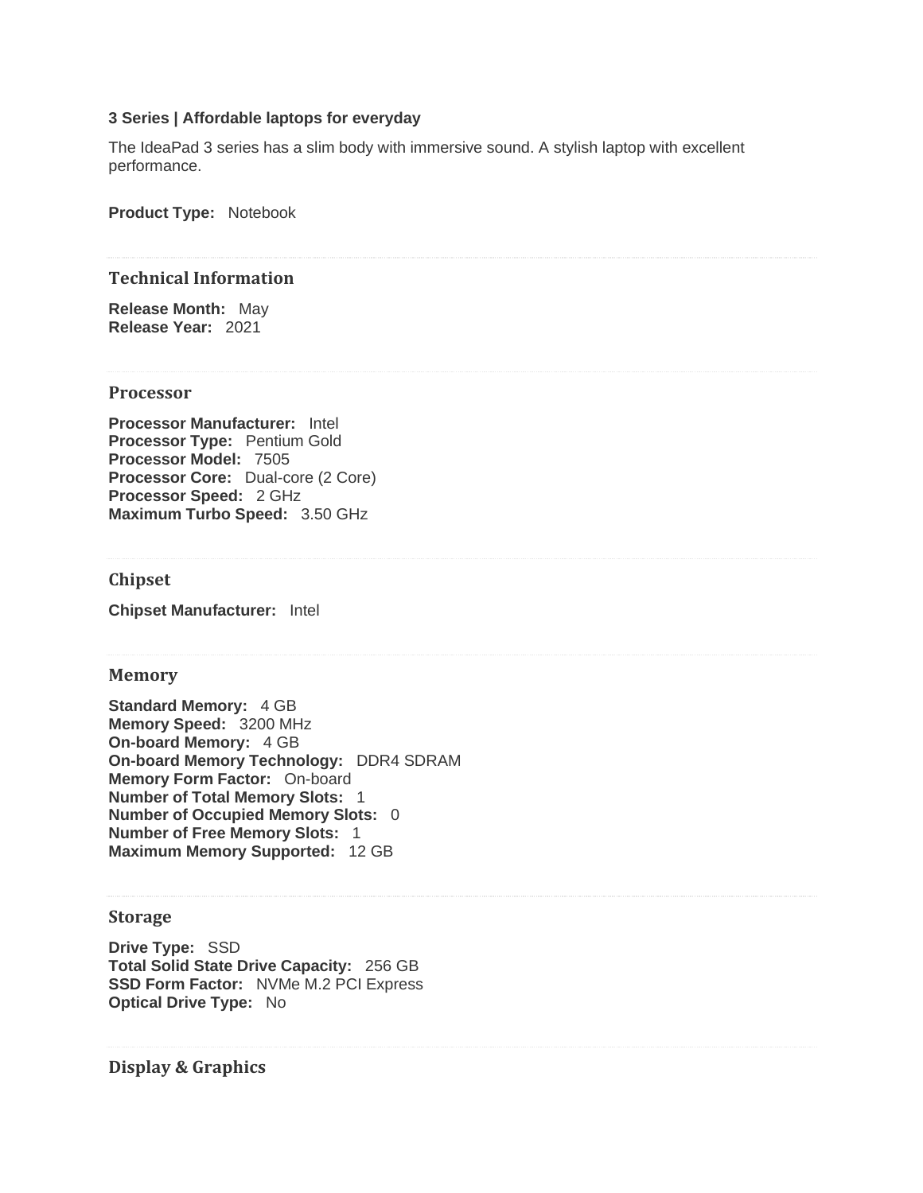**3 Series | Affordable laptops for everyday**

The IdeaPad 3 series has a slim body with immersive sound. A stylish laptop with excellent performance.

**Product Type:** Notebook

## Technical Information

**Release Month:** May
**Release Year:** 2021

## Processor

**Processor Manufacturer:** Intel
**Processor Type:** Pentium Gold
**Processor Model:** 7505
**Processor Core:** Dual-core (2 Core)
**Processor Speed:** 2 GHz
**Maximum Turbo Speed:** 3.50 GHz

## Chipset

**Chipset Manufacturer:** Intel

## Memory

**Standard Memory:** 4 GB
**Memory Speed:** 3200 MHz
**On-board Memory:** 4 GB
**On-board Memory Technology:** DDR4 SDRAM
**Memory Form Factor:** On-board
**Number of Total Memory Slots:** 1
**Number of Occupied Memory Slots:** 0
**Number of Free Memory Slots:** 1
**Maximum Memory Supported:** 12 GB

## Storage

**Drive Type:** SSD
**Total Solid State Drive Capacity:** 256 GB
**SSD Form Factor:** NVMe M.2 PCI Express
**Optical Drive Type:** No

## Display & Graphics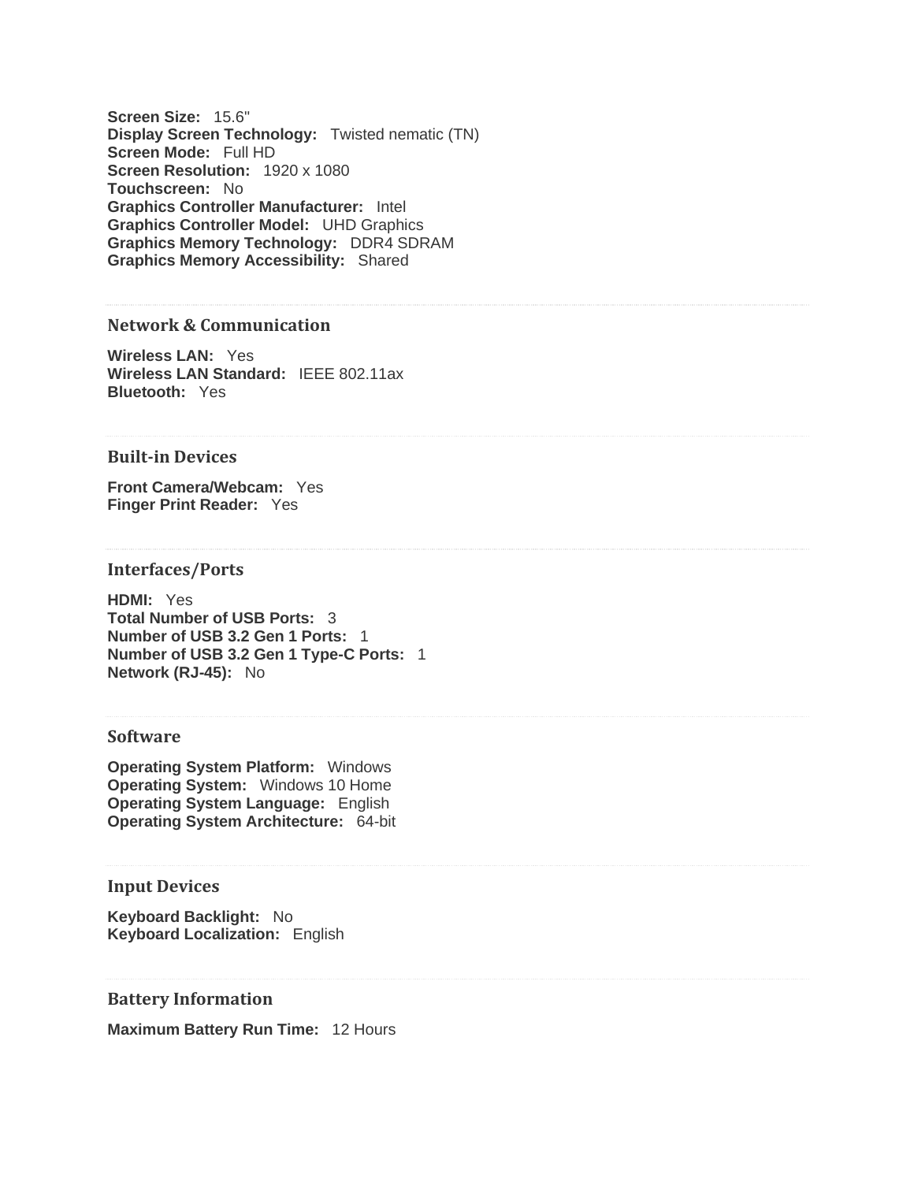**Screen Size:** 15.6"
**Display Screen Technology:** Twisted nematic (TN)
**Screen Mode:** Full HD
**Screen Resolution:** 1920 x 1080
**Touchscreen:** No
**Graphics Controller Manufacturer:** Intel
**Graphics Controller Model:** UHD Graphics
**Graphics Memory Technology:** DDR4 SDRAM
**Graphics Memory Accessibility:** Shared

### Network & Communication

**Wireless LAN:** Yes
**Wireless LAN Standard:** IEEE 802.11ax
**Bluetooth:** Yes

### Built-in Devices

**Front Camera/Webcam:** Yes
**Finger Print Reader:** Yes

### Interfaces/Ports

**HDMI:** Yes
**Total Number of USB Ports:** 3
**Number of USB 3.2 Gen 1 Ports:** 1
**Number of USB 3.2 Gen 1 Type-C Ports:** 1
**Network (RJ-45):** No

### Software

**Operating System Platform:** Windows
**Operating System:** Windows 10 Home
**Operating System Language:** English
**Operating System Architecture:** 64-bit

### Input Devices

**Keyboard Backlight:** No
**Keyboard Localization:** English

### Battery Information

**Maximum Battery Run Time:** 12 Hours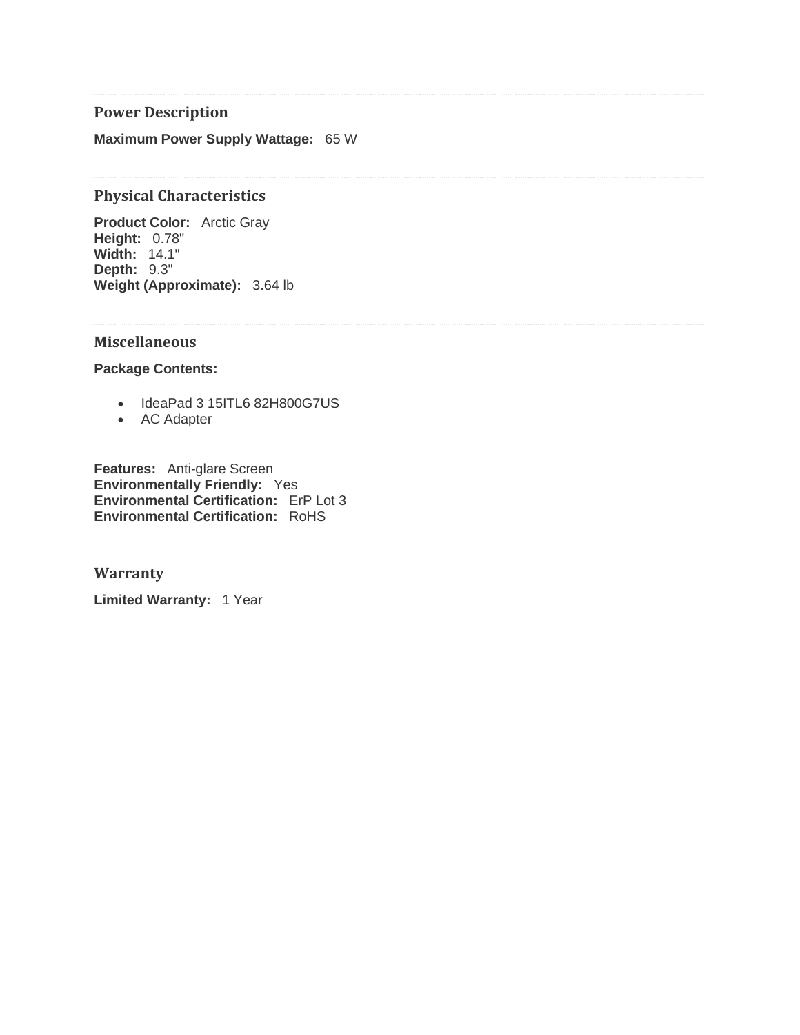## Power Description

**Maximum Power Supply Wattage:** 65 W

## Physical Characteristics

**Product Color:** Arctic Gray
**Height:** 0.78"
**Width:** 14.1"
**Depth:** 9.3"
**Weight (Approximate):** 3.64 lb

## Miscellaneous

**Package Contents:**

- IdeaPad 3 15ITL6 82H800G7US
- AC Adapter

**Features:** Anti-glare Screen
**Environmentally Friendly:** Yes
**Environmental Certification:** ErP Lot 3
**Environmental Certification:** RoHS

## Warranty

**Limited Warranty:** 1 Year